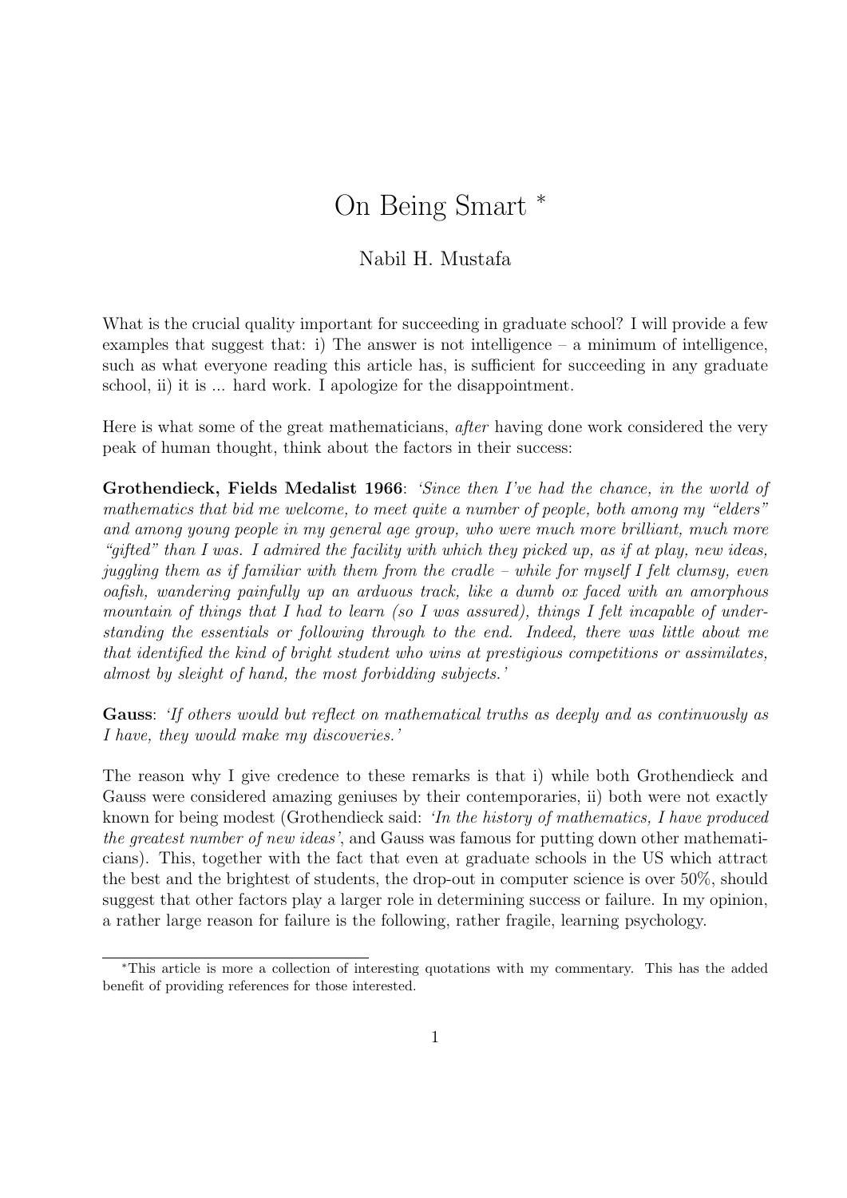# On Being Smart [*]

Nabil H. Mustafa

What is the crucial quality important for succeeding in graduate school? I will provide a few examples that suggest that: i) The answer is not intelligence – a minimum of intelligence, such as what everyone reading this article has, is sufficient for succeeding in any graduate school, ii) it is ... hard work. I apologize for the disappointment.

Here is what some of the great mathematicians, *after* having done work considered the very peak of human thought, think about the factors in their success:

**Grothendieck, Fields Medalist 1966**: *'Since then I've had the chance, in the world of mathematics that bid me welcome, to meet quite a number of people, both among my "elders" and among young people in my general age group, who were much more brilliant, much more "gifted" than I was. I admired the facility with which they picked up, as if at play, new ideas, juggling them as if familiar with them from the cradle – while for myself I felt clumsy, even oafish, wandering painfully up an arduous track, like a dumb ox faced with an amorphous mountain of things that I had to learn (so I was assured), things I felt incapable of understanding the essentials or following through to the end. Indeed, there was little about me that identified the kind of bright student who wins at prestigious competitions or assimilates, almost by sleight of hand, the most forbidding subjects.'*

**Gauss**: *'If others would but reflect on mathematical truths as deeply and as continuously as I have, they would make my discoveries.'*

The reason why I give credence to these remarks is that i) while both Grothendieck and Gauss were considered amazing geniuses by their contemporaries, ii) both were not exactly known for being modest (Grothendieck said: *'In the history of mathematics, I have produced the greatest number of new ideas'*, and Gauss was famous for putting down other mathematicians). This, together with the fact that even at graduate schools in the US which attract the best and the brightest of students, the drop-out in computer science is over 50%, should suggest that other factors play a larger role in determining success or failure. In my opinion, a rather large reason for failure is the following, rather fragile, learning psychology.

[*] This article is more a collection of interesting quotations with my commentary. This has the added benefit of providing references for those interested.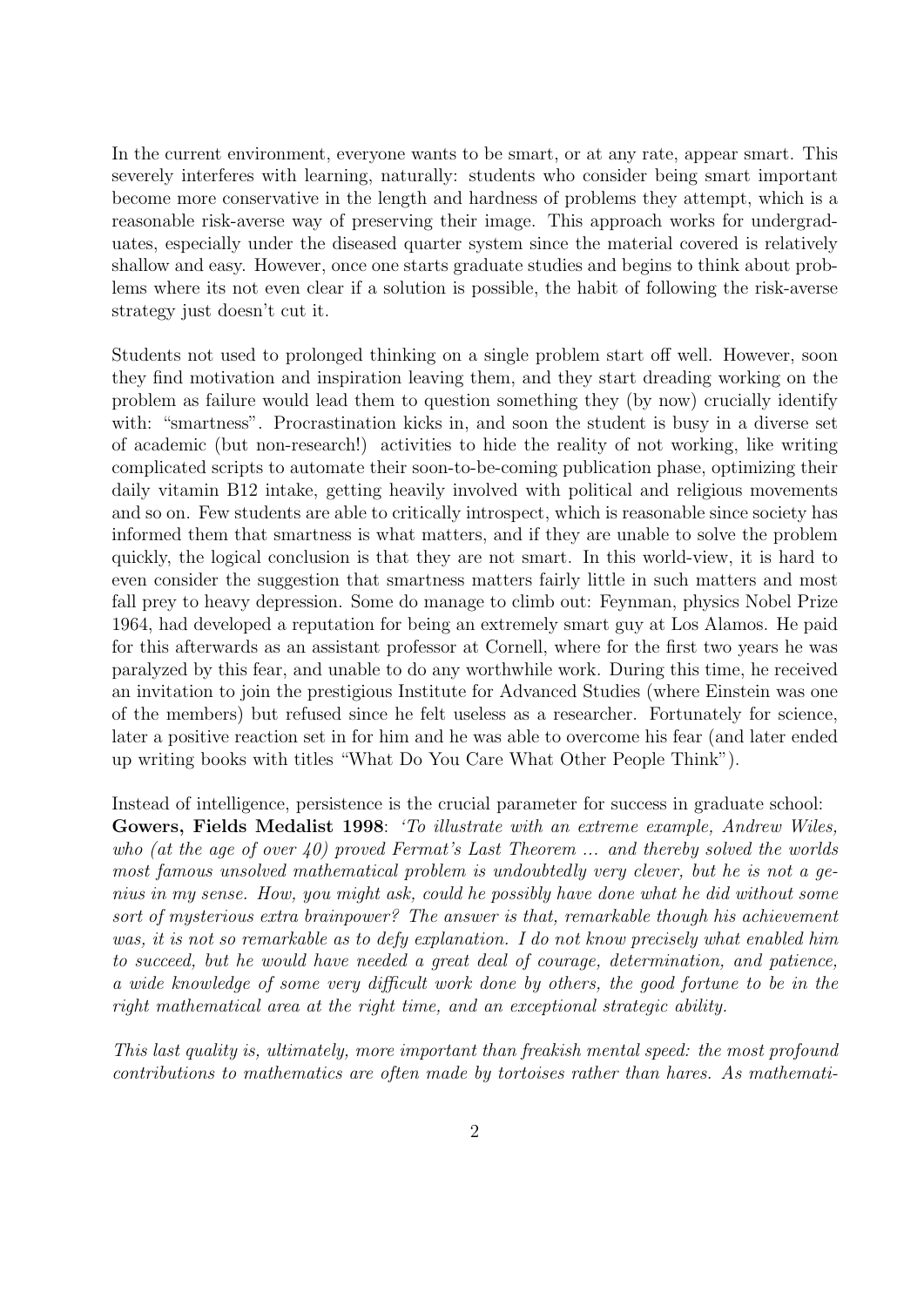In the current environment, everyone wants to be smart, or at any rate, appear smart. This severely interferes with learning, naturally: students who consider being smart important become more conservative in the length and hardness of problems they attempt, which is a reasonable risk-averse way of preserving their image. This approach works for undergraduates, especially under the diseased quarter system since the material covered is relatively shallow and easy. However, once one starts graduate studies and begins to think about problems where its not even clear if a solution is possible, the habit of following the risk-averse strategy just doesn't cut it.

Students not used to prolonged thinking on a single problem start off well. However, soon they find motivation and inspiration leaving them, and they start dreading working on the problem as failure would lead them to question something they (by now) crucially identify with: "smartness". Procrastination kicks in, and soon the student is busy in a diverse set of academic (but non-research!) activities to hide the reality of not working, like writing complicated scripts to automate their soon-to-be-coming publication phase, optimizing their daily vitamin B12 intake, getting heavily involved with political and religious movements and so on. Few students are able to critically introspect, which is reasonable since society has informed them that smartness is what matters, and if they are unable to solve the problem quickly, the logical conclusion is that they are not smart. In this world-view, it is hard to even consider the suggestion that smartness matters fairly little in such matters and most fall prey to heavy depression. Some do manage to climb out: Feynman, physics Nobel Prize 1964, had developed a reputation for being an extremely smart guy at Los Alamos. He paid for this afterwards as an assistant professor at Cornell, where for the first two years he was paralyzed by this fear, and unable to do any worthwhile work. During this time, he received an invitation to join the prestigious Institute for Advanced Studies (where Einstein was one of the members) but refused since he felt useless as a researcher. Fortunately for science, later a positive reaction set in for him and he was able to overcome his fear (and later ended up writing books with titles "What Do You Care What Other People Think").

Instead of intelligence, persistence is the crucial parameter for success in graduate school: **Gowers, Fields Medalist 1998**: *'To illustrate with an extreme example, Andrew Wiles, who (at the age of over 40) proved Fermat's Last Theorem ... and thereby solved the worlds most famous unsolved mathematical problem is undoubtedly very clever, but he is not a genius in my sense. How, you might ask, could he possibly have done what he did without some sort of mysterious extra brainpower? The answer is that, remarkable though his achievement was, it is not so remarkable as to defy explanation. I do not know precisely what enabled him to succeed, but he would have needed a great deal of courage, determination, and patience, a wide knowledge of some very difficult work done by others, the good fortune to be in the right mathematical area at the right time, and an exceptional strategic ability.*

*This last quality is, ultimately, more important than freakish mental speed: the most profound contributions to mathematics are often made by tortoises rather than hares. As mathemati-*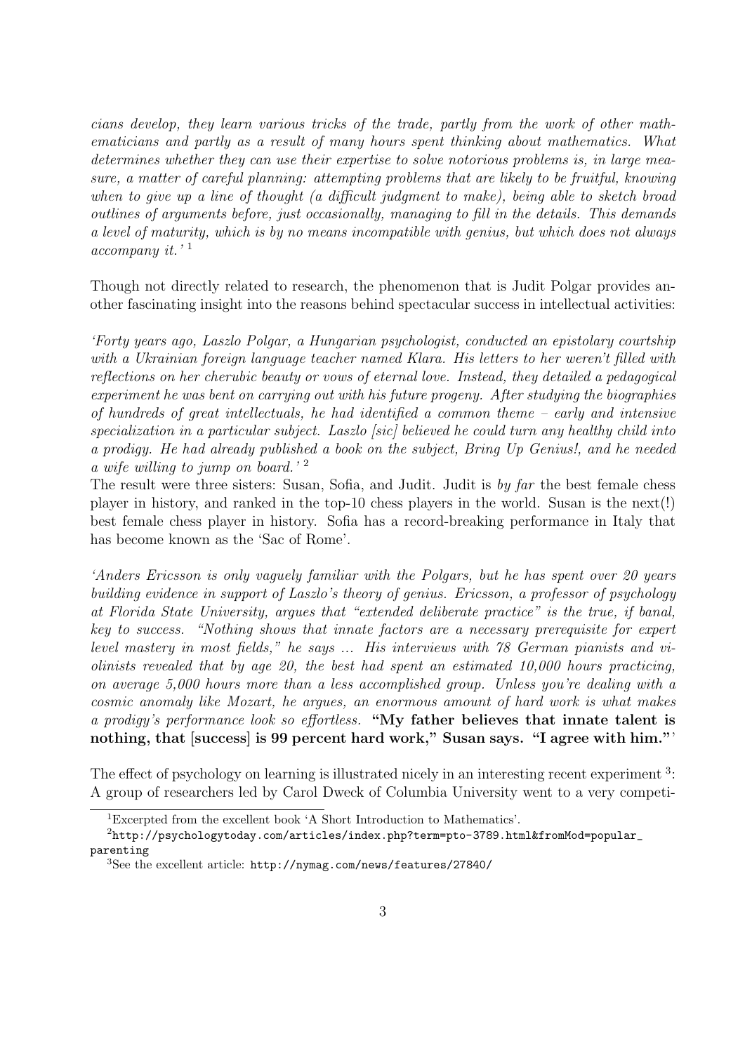*cians develop, they learn various tricks of the trade, partly from the work of other mathematicians and partly as a result of many hours spent thinking about mathematics. What determines whether they can use their expertise to solve notorious problems is, in large measure, a matter of careful planning: attempting problems that are likely to be fruitful, knowing when to give up a line of thought (a difficult judgment to make), being able to sketch broad outlines of arguments before, just occasionally, managing to fill in the details. This demands a level of maturity, which is by no means incompatible with genius, but which does not always accompany it.'* [1]

Though not directly related to research, the phenomenon that is Judit Polgar provides another fascinating insight into the reasons behind spectacular success in intellectual activities:

*'Forty years ago, Laszlo Polgar, a Hungarian psychologist, conducted an epistolary courtship with a Ukrainian foreign language teacher named Klara. His letters to her weren't filled with reflections on her cherubic beauty or vows of eternal love. Instead, they detailed a pedagogical experiment he was bent on carrying out with his future progeny. After studying the biographies of hundreds of great intellectuals, he had identified a common theme – early and intensive specialization in a particular subject. Laszlo [sic] believed he could turn any healthy child into a prodigy. He had already published a book on the subject, Bring Up Genius!, and he needed a wife willing to jump on board.'* [2]

The result were three sisters: Susan, Sofia, and Judit. Judit is *by far* the best female chess player in history, and ranked in the top-10 chess players in the world. Susan is the next(!) best female chess player in history. Sofia has a record-breaking performance in Italy that has become known as the 'Sac of Rome'.

*'Anders Ericsson is only vaguely familiar with the Polgars, but he has spent over 20 years building evidence in support of Laszlo's theory of genius. Ericsson, a professor of psychology at Florida State University, argues that "extended deliberate practice" is the true, if banal, key to success. "Nothing shows that innate factors are a necessary prerequisite for expert level mastery in most fields," he says ... His interviews with 78 German pianists and violinists revealed that by age 20, the best had spent an estimated 10,000 hours practicing, on average 5,000 hours more than a less accomplished group. Unless you're dealing with a cosmic anomaly like Mozart, he argues, an enormous amount of hard work is what makes a prodigy's performance look so effortless.* **"My father believes that innate talent is nothing, that [success] is 99 percent hard work," Susan says. "I agree with him."**'

The effect of psychology on learning is illustrated nicely in an interesting recent experiment [3]: A group of researchers led by Carol Dweck of Columbia University went to a very competi-

---

[1] Excerpted from the excellent book 'A Short Introduction to Mathematics'.

[2] `http://psychologytoday.com/articles/index.php?term=pto-3789.html&fromMod=popular_parenting`

[3] See the excellent article: `http://nymag.com/news/features/27840/`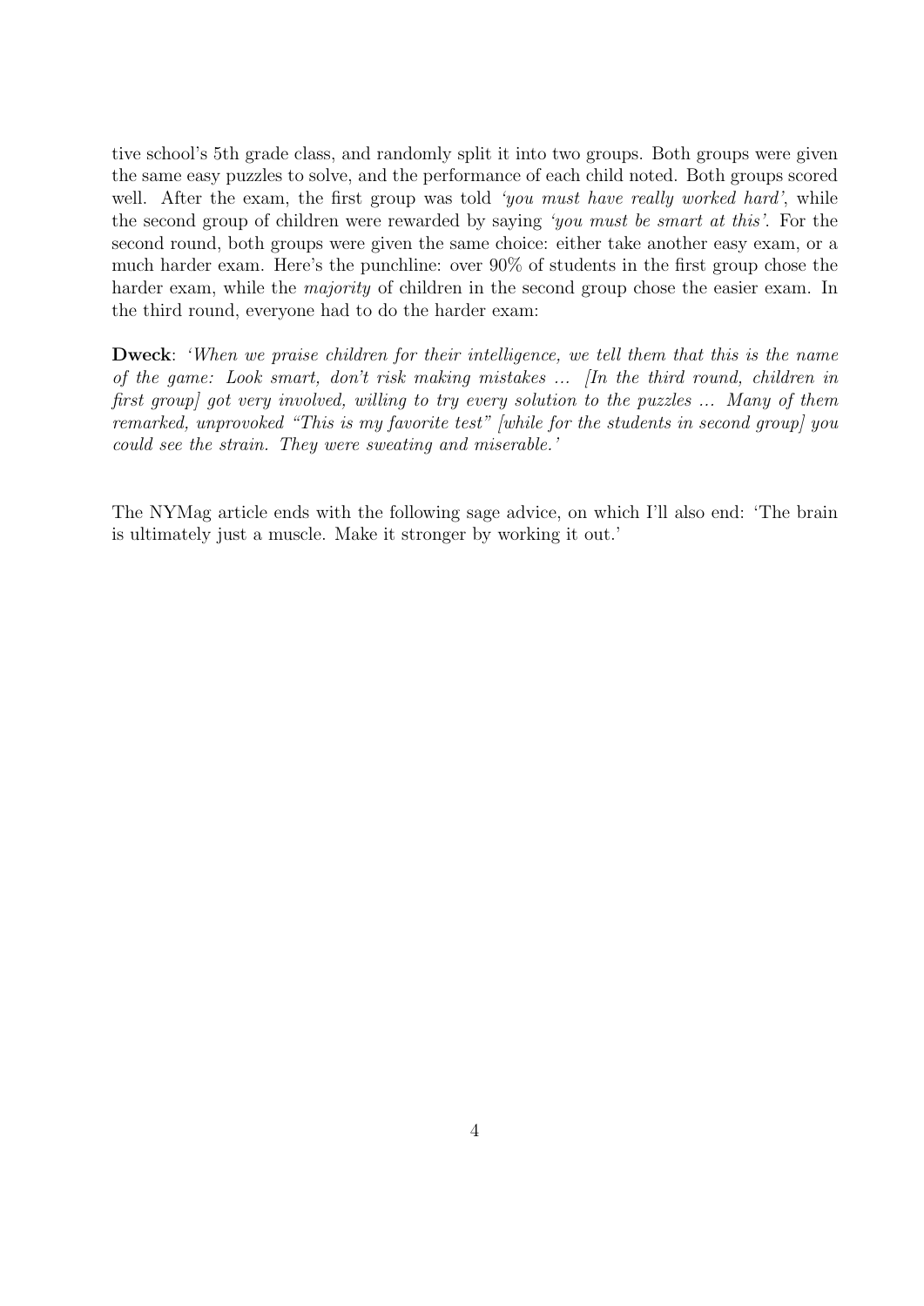tive school's 5th grade class, and randomly split it into two groups. Both groups were given the same easy puzzles to solve, and the performance of each child noted. Both groups scored well. After the exam, the first group was told *'you must have really worked hard'*, while the second group of children were rewarded by saying *'you must be smart at this'*. For the second round, both groups were given the same choice: either take another easy exam, or a much harder exam. Here's the punchline: over 90% of students in the first group chose the harder exam, while the *majority* of children in the second group chose the easier exam. In the third round, everyone had to do the harder exam:

**Dweck**: *'When we praise children for their intelligence, we tell them that this is the name of the game: Look smart, don't risk making mistakes ... [In the third round, children in first group] got very involved, willing to try every solution to the puzzles ... Many of them remarked, unprovoked "This is my favorite test" [while for the students in second group] you could see the strain. They were sweating and miserable.'*

The NYMag article ends with the following sage advice, on which I'll also end: 'The brain is ultimately just a muscle. Make it stronger by working it out.'